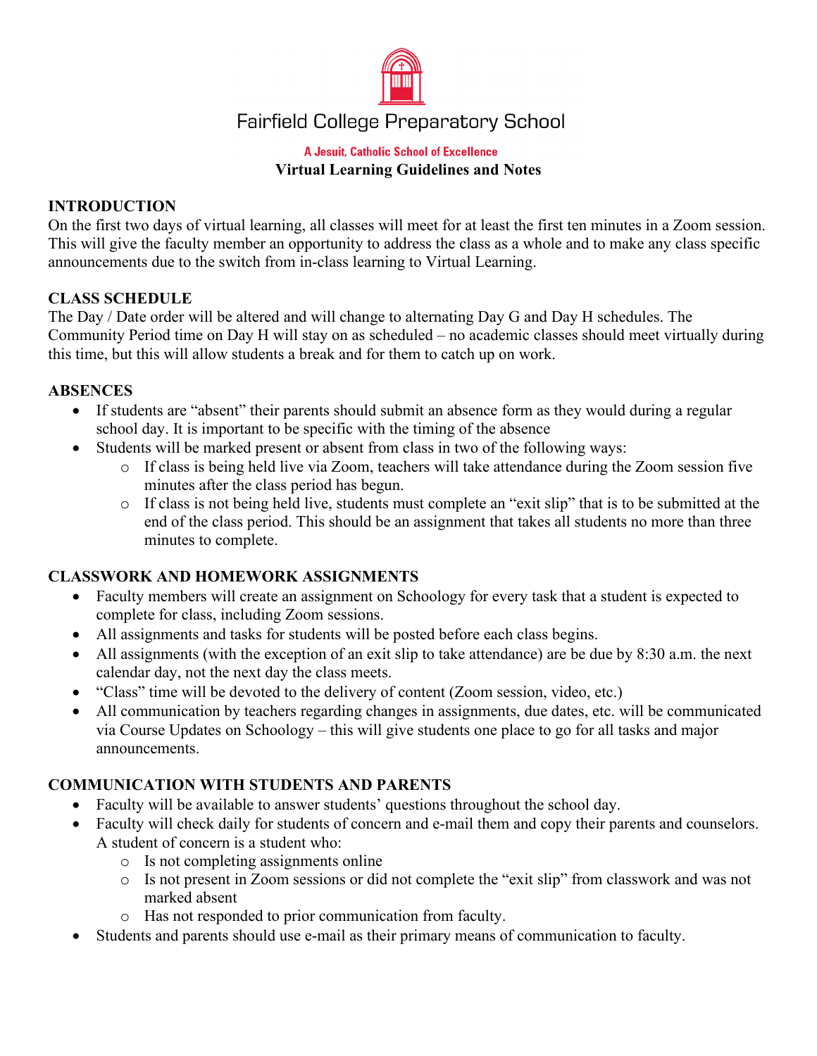# Fairfield College Preparatory School

A Jesuit, Catholic School of Excellence

**Virtual Learning Guidelines and Notes**

## INTRODUCTION

On the first two days of virtual learning, all classes will meet for at least the first ten minutes in a Zoom session. This will give the faculty member an opportunity to address the class as a whole and to make any class specific announcements due to the switch from in-class learning to Virtual Learning.

## CLASS SCHEDULE

The Day / Date order will be altered and will change to alternating Day G and Day H schedules. The Community Period time on Day H will stay on as scheduled – no academic classes should meet virtually during this time, but this will allow students a break and for them to catch up on work.

## ABSENCES

- If students are "absent" their parents should submit an absence form as they would during a regular school day. It is important to be specific with the timing of the absence
- Students will be marked present or absent from class in two of the following ways:
  - If class is being held live via Zoom, teachers will take attendance during the Zoom session five minutes after the class period has begun.
  - If class is not being held live, students must complete an "exit slip" that is to be submitted at the end of the class period. This should be an assignment that takes all students no more than three minutes to complete.

## CLASSWORK AND HOMEWORK ASSIGNMENTS

- Faculty members will create an assignment on Schoology for every task that a student is expected to complete for class, including Zoom sessions.
- All assignments and tasks for students will be posted before each class begins.
- All assignments (with the exception of an exit slip to take attendance) are be due by 8:30 a.m. the next calendar day, not the next day the class meets.
- "Class" time will be devoted to the delivery of content (Zoom session, video, etc.)
- All communication by teachers regarding changes in assignments, due dates, etc. will be communicated via Course Updates on Schoology – this will give students one place to go for all tasks and major announcements.

## COMMUNICATION WITH STUDENTS AND PARENTS

- Faculty will be available to answer students' questions throughout the school day.
- Faculty will check daily for students of concern and e-mail them and copy their parents and counselors. A student of concern is a student who:
  - Is not completing assignments online
  - Is not present in Zoom sessions or did not complete the "exit slip" from classwork and was not marked absent
  - Has not responded to prior communication from faculty.
- Students and parents should use e-mail as their primary means of communication to faculty.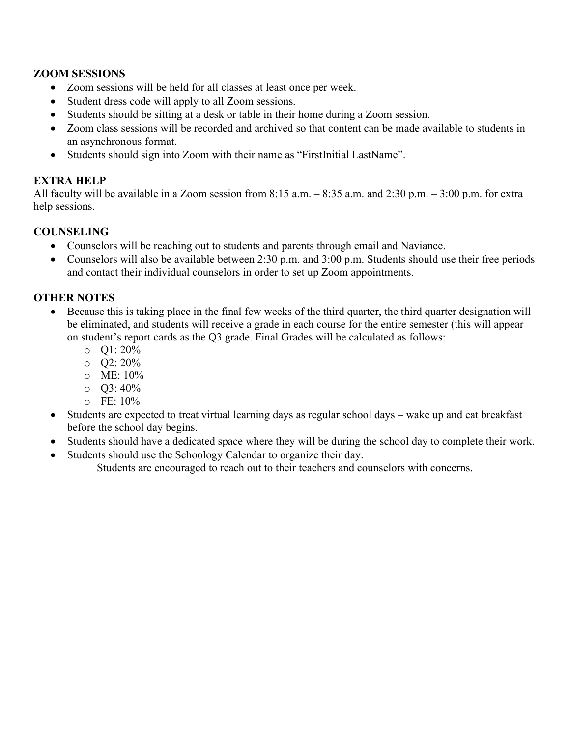**ZOOM SESSIONS**

- Zoom sessions will be held for all classes at least once per week.
- Student dress code will apply to all Zoom sessions.
- Students should be sitting at a desk or table in their home during a Zoom session.
- Zoom class sessions will be recorded and archived so that content can be made available to students in an asynchronous format.
- Students should sign into Zoom with their name as "FirstInitial LastName".

**EXTRA HELP**

All faculty will be available in a Zoom session from 8:15 a.m. – 8:35 a.m. and 2:30 p.m. – 3:00 p.m. for extra help sessions.

**COUNSELING**

- Counselors will be reaching out to students and parents through email and Naviance.
- Counselors will also be available between 2:30 p.m. and 3:00 p.m. Students should use their free periods and contact their individual counselors in order to set up Zoom appointments.

**OTHER NOTES**

- Because this is taking place in the final few weeks of the third quarter, the third quarter designation will be eliminated, and students will receive a grade in each course for the entire semester (this will appear on student's report cards as the Q3 grade. Final Grades will be calculated as follows:
  - Q1: 20%
  - Q2: 20%
  - ME: 10%
  - Q3: 40%
  - FE: 10%
- Students are expected to treat virtual learning days as regular school days – wake up and eat breakfast before the school day begins.
- Students should have a dedicated space where they will be during the school day to complete their work.
- Students should use the Schoology Calendar to organize their day.

  Students are encouraged to reach out to their teachers and counselors with concerns.